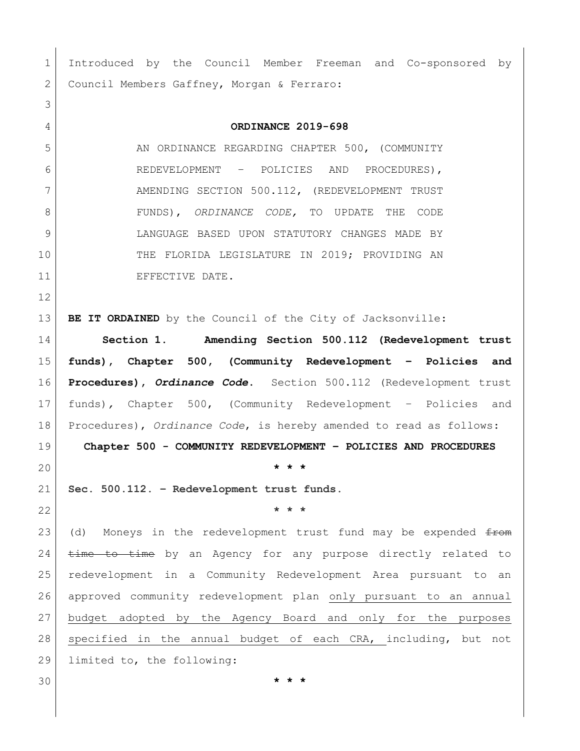Introduced by the Council Member Freeman and Co-sponsored by Council Members Gaffney, Morgan & Ferraro:

**ORDINANCE 2019-698**

AN ORDINANCE REGARDING CHAPTER 500, (COMMUNITY REDEVELOPMENT – POLICIES AND PROCEDURES), AMENDING SECTION 500.112, (REDEVELOPMENT TRUST FUNDS), *ORDINANCE CODE,* TO UPDATE THE CODE LANGUAGE BASED UPON STATUTORY CHANGES MADE BY THE FLORIDA LEGISLATURE IN 2019; PROVIDING AN EFFECTIVE DATE.

**BE IT ORDAINED** by the Council of the City of Jacksonville:

**Section 1. Amending Section 500.112 (Redevelopment trust funds), Chapter 500, (Community Redevelopment – Policies and Procedures), *Ordinance Code*.** Section 500.112 (Redevelopment trust funds), Chapter 500, (Community Redevelopment – Policies and Procedures), *Ordinance Code*, is hereby amended to read as follows:

**Chapter 500 - COMMUNITY REDEVELOPMENT – POLICIES AND PROCEDURES**

**\* \* \***

**Sec. 500.112. – Redevelopment trust funds.**

**\* \* \***

(d) Moneys in the redevelopment trust fund may be expended ~~from time to time~~ by an Agency for any purpose directly related to redevelopment in a Community Redevelopment Area pursuant to an approved community redevelopment plan <u>only pursuant to an annual budget adopted by the Agency Board and only for the purposes specified in the annual budget of each CRA,</u> including, but not limited to, the following:

**\* \* \***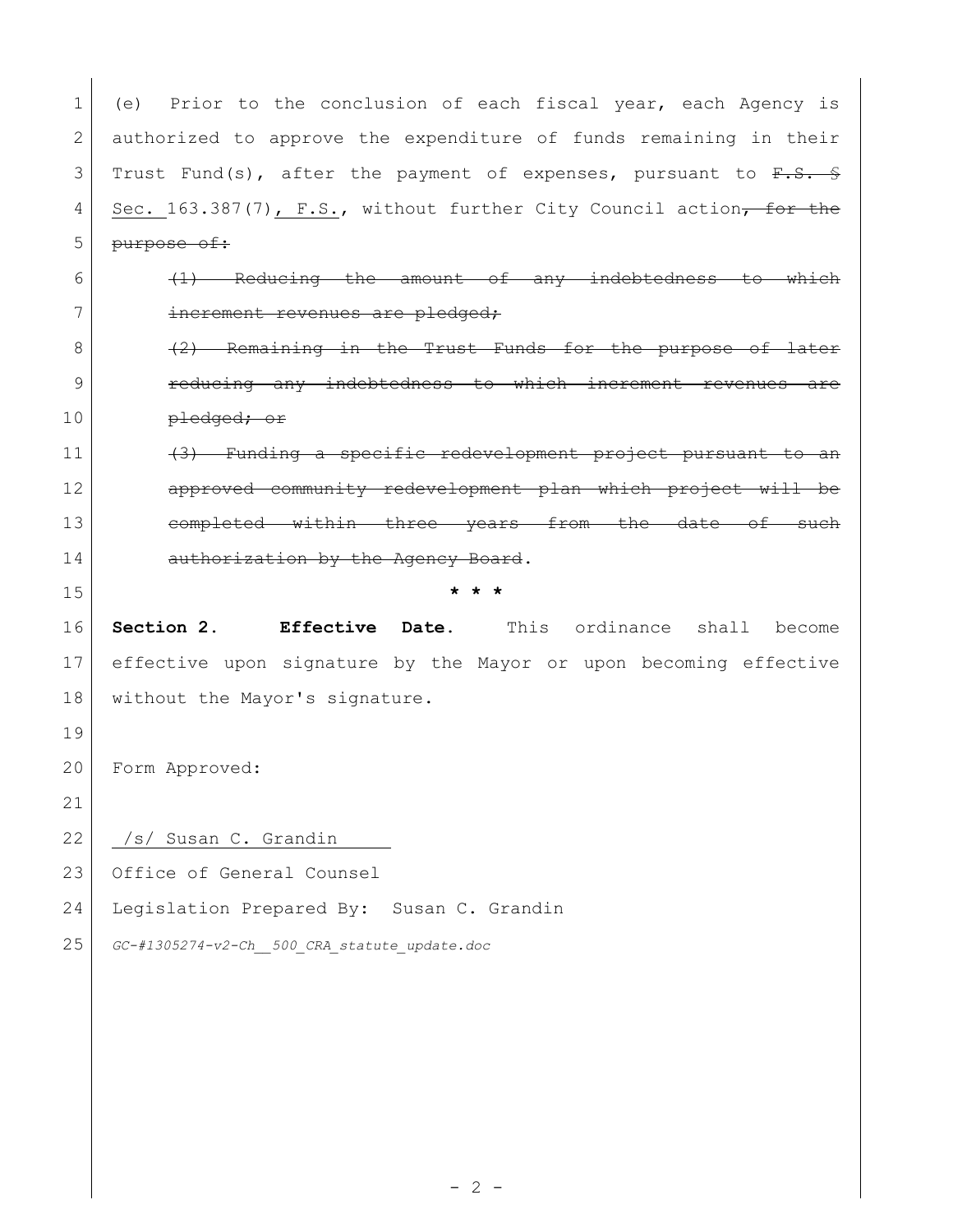(e) Prior to the conclusion of each fiscal year, each Agency is authorized to approve the expenditure of funds remaining in their Trust Fund(s), after the payment of expenses, pursuant to ~~F.S. §~~ <u>Sec.</u> 163.387(7)<u>, F.S.</u>, without further City Council action~~, for the purpose of:~~

~~(1) Reducing the amount of any indebtedness to which increment revenues are pledged;~~

~~(2) Remaining in the Trust Funds for the purpose of later reducing any indebtedness to which increment revenues are pledged; or~~

~~(3) Funding a specific redevelopment project pursuant to an approved community redevelopment plan which project will be completed within three years from the date of such authorization by the Agency Board~~.

\* \* \*

**Section 2. Effective Date.** This ordinance shall become effective upon signature by the Mayor or upon becoming effective without the Mayor's signature.

Form Approved:

<u>/s/ Susan C. Grandin</u>

Office of General Counsel

Legislation Prepared By: Susan C. Grandin

*GC-#1305274-v2-Ch__500_CRA_statute_update.doc*